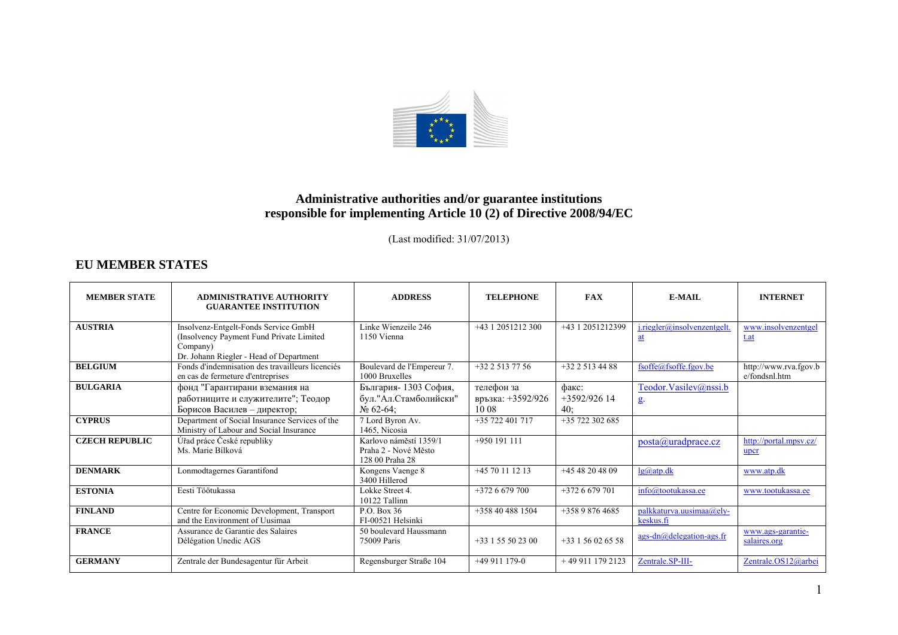# Administrative authorities and/or guarantee institutions responsible for implementing Article 10 (2) of Directive 2008/94/EC

(Last modified: 31/07/2013)

## EU MEMBER STATES

| MEMBER STATE | ADMINISTRATIVE AUTHORITY GUARANTEE INSTITUTION | ADDRESS | TELEPHONE | FAX | E-MAIL | INTERNET |
|---|---|---|---|---|---|---|
| **AUSTRIA** | Insolvenz-Entgelt-Fonds Service GmbH (Insolvency Payment Fund Private Limited Company) Dr. Johann Riegler - Head of Department | Linke Wienzeile 246 1150 Vienna | +43 1 2051212 300 | +43 1 2051212399 | j.riegler@insolvenzentgelt.at | www.insolvenzentgelt.at |
| **BELGIUM** | Fonds d'indemnisation des travailleurs licenciés en cas de fermeture d'entreprises | Boulevard de l'Empereur 7. 1000 Bruxelles | +32 2 513 77 56 | +32 2 513 44 88 | fsoffe@fsoffe.fgov.be | http://www.rva.fgov.be/fondsnl.htm |
| **BULGARIA** | фонд "Гарантирани вземания на работниците и служителите"; Теодор Борисов Василев – директор; | България- 1303 София, бул."Ал.Стамболийски" № 62-64; | телефон за връзка: +3592/926 10 08 | факс: +3592/926 14 40; | Teodor.Vasilev@nssi.bg. | |
| **CYPRUS** | Department of Social Insurance Services of the Ministry of Labour and Social Insurance | 7 Lord Byron Av. 1465, Nicosia | +35 722 401 717 | +35 722 302 685 | | |
| **CZECH REPUBLIC** | Úřad práce České republiky Ms. Marie Bílková | Karlovo náměstí 1359/1 Praha 2 - Nové Město 128 00 Praha 28 | +950 191 111 | | posta@uradprace.cz | http://portal.mpsv.cz/upcr |
| **DENMARK** | Lonmodtagernes Garantifond | Kongens Vaenge 8 3400 Hillerod | +45 70 11 12 13 | +45 48 20 48 09 | lg@atp.dk | www.atp.dk |
| **ESTONIA** | Eesti Töötukassa | Lokke Street 4. 10122 Tallinn | +372 6 679 700 | +372 6 679 701 | info@tootukassa.ee | www.tootukassa.ee |
| **FINLAND** | Centre for Economic Development, Transport and the Environment of Uusimaa | P.O. Box 36 FI-00521 Helsinki | +358 40 488 1504 | +358 9 876 4685 | palkkaturva.uusimaa@ely-keskus.fi | |
| **FRANCE** | Assurance de Garantie des Salaires Délégation Unedic AGS | 50 boulevard Haussmann 75009 Paris | +33 1 55 50 23 00 | +33 1 56 02 65 58 | ags-dn@delegation-ags.fr | www.ags-garantie-salaires.org |
| **GERMANY** | Zentrale der Bundesagentur für Arbeit | Regensburger Straße 104 | +49 911 179-0 | + 49 911 179 2123 | Zentrale.SP-III- | Zentrale.OS12@arbei |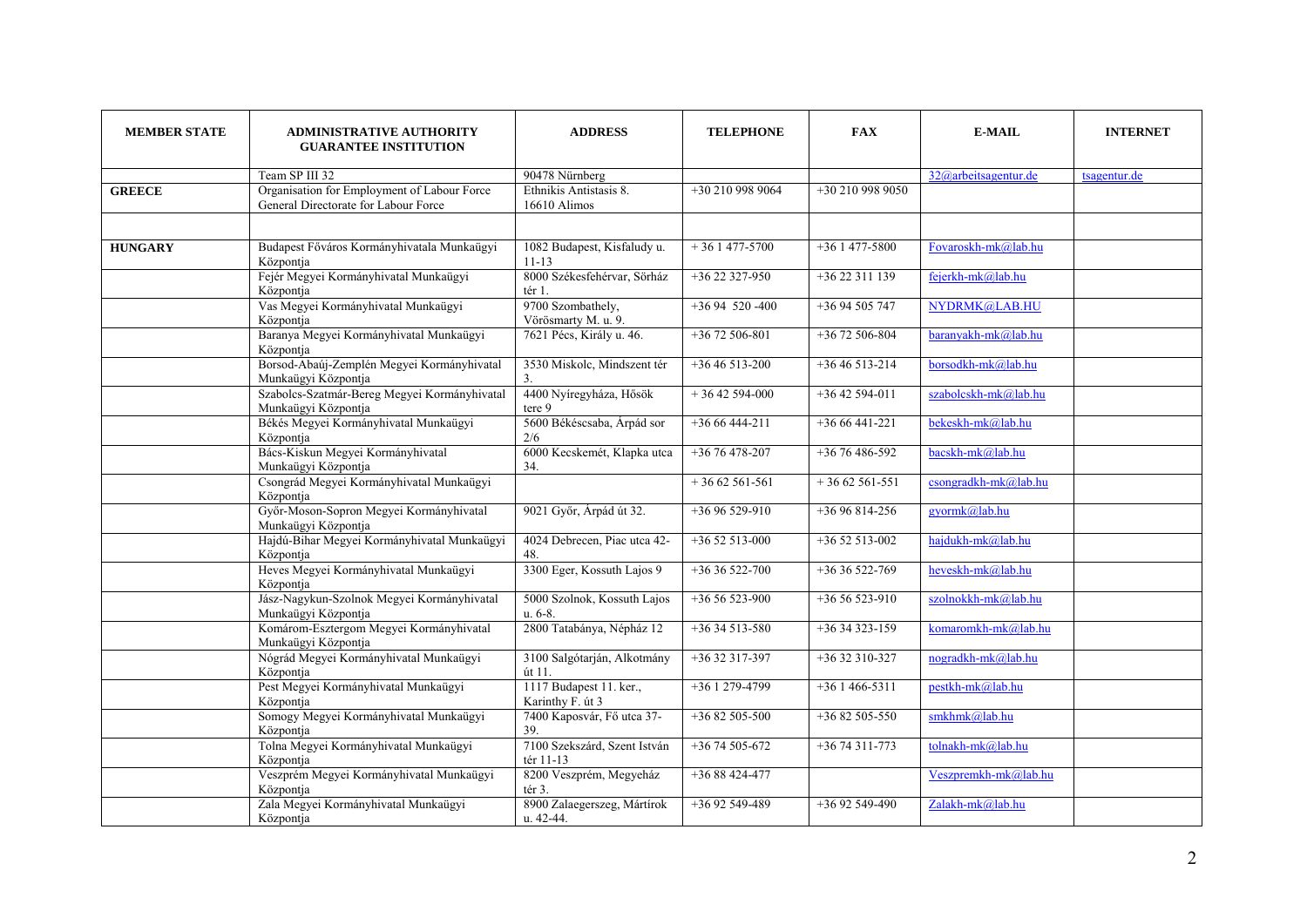| MEMBER STATE | ADMINISTRATIVE AUTHORITY GUARANTEE INSTITUTION | ADDRESS | TELEPHONE | FAX | E-MAIL | INTERNET |
|---|---|---|---|---|---|---|
| | Team SP III 32 | 90478 Nürnberg | | | 32@arbeitsagentur.de | tsagentur.de |
| **GREECE** | Organisation for Employment of Labour Force General Directorate for Labour Force | Ethnikis Antistasis 8. 16610 Alimos | +30 210 998 9064 | +30 210 998 9050 | | |
| | | | | | | |
| **HUNGARY** | Budapest Főváros Kormányhivatala Munkaügyi Központja | 1082 Budapest, Kisfaludy u. 11-13 | + 36 1 477-5700 | +36 1 477-5800 | Fovaroskh-mk@lab.hu | |
| | Fejér Megyei Kormányhivatal Munkaügyi Központja | 8000 Székesfehérvar, Sörház tér 1. | +36 22 327-950 | +36 22 311 139 | fejerkh-mk@lab.hu | |
| | Vas Megyei Kormányhivatal Munkaügyi Központja | 9700 Szombathely, Vörösmarty M. u. 9. | +36 94 520 -400 | +36 94 505 747 | NYDRMK@LAB.HU | |
| | Baranya Megyei Kormányhivatal Munkaügyi Központja | 7621 Pécs, Király u. 46. | +36 72 506-801 | +36 72 506-804 | baranyakh-mk@lab.hu | |
| | Borsod-Abaúj-Zemplén Megyei Kormányhivatal Munkaügyi Központja | 3530 Miskolc, Mindszent tér 3. | +36 46 513-200 | +36 46 513-214 | borsodkh-mk@lab.hu | |
| | Szabolcs-Szatmár-Bereg Megyei Kormányhivatal Munkaügyi Központja | 4400 Nyíregyháza, Hősök tere 9 | + 36 42 594-000 | +36 42 594-011 | szabolcskh-mk@lab.hu | |
| | Békés Megyei Kormányhivatal Munkaügyi Központja | 5600 Békéscsaba, Árpád sor 2/6 | +36 66 444-211 | +36 66 441-221 | bekeskh-mk@lab.hu | |
| | Bács-Kiskun Megyei Kormányhivatal Munkaügyi Központja | 6000 Kecskemét, Klapka utca 34. | +36 76 478-207 | +36 76 486-592 | bacskh-mk@lab.hu | |
| | Csongrád Megyei Kormányhivatal Munkaügyi Központja | | + 36 62 561-561 | + 36 62 561-551 | csongradkh-mk@lab.hu | |
| | Győr-Moson-Sopron Megyei Kormányhivatal Munkaügyi Központja | 9021 Győr, Árpád út 32. | +36 96 529-910 | +36 96 814-256 | gyormk@lab.hu | |
| | Hajdú-Bihar Megyei Kormányhivatal Munkaügyi Központja | 4024 Debrecen, Piac utca 42-48. | +36 52 513-000 | +36 52 513-002 | hajdukh-mk@lab.hu | |
| | Heves Megyei Kormányhivatal Munkaügyi Központja | 3300 Eger, Kossuth Lajos 9 | +36 36 522-700 | +36 36 522-769 | heveskh-mk@lab.hu | |
| | Jász-Nagykun-Szolnok Megyei Kormányhivatal Munkaügyi Központja | 5000 Szolnok, Kossuth Lajos u. 6-8. | +36 56 523-900 | +36 56 523-910 | szolnokkh-mk@lab.hu | |
| | Komárom-Esztergom Megyei Kormányhivatal Munkaügyi Központja | 2800 Tatabánya, Népház 12 | +36 34 513-580 | +36 34 323-159 | komaromkh-mk@lab.hu | |
| | Nógrád Megyei Kormányhivatal Munkaügyi Központja | 3100 Salgótarján, Alkotmány út 11. | +36 32 317-397 | +36 32 310-327 | nogradkh-mk@lab.hu | |
| | Pest Megyei Kormányhivatal Munkaügyi Központja | 1117 Budapest 11. ker., Karinthy F. út 3 | +36 1 279-4799 | +36 1 466-5311 | pestkh-mk@lab.hu | |
| | Somogy Megyei Kormányhivatal Munkaügyi Központja | 7400 Kaposvár, Fő utca 37-39. | +36 82 505-500 | +36 82 505-550 | smkhmk@lab.hu | |
| | Tolna Megyei Kormányhivatal Munkaügyi Központja | 7100 Szekszárd, Szent István tér 11-13 | +36 74 505-672 | +36 74 311-773 | tolnakh-mk@lab.hu | |
| | Veszprém Megyei Kormányhivatal Munkaügyi Központja | 8200 Veszprém, Megyeház tér 3. | +36 88 424-477 | | Veszpremkh-mk@lab.hu | |
| | Zala Megyei Kormányhivatal Munkaügyi Központja | 8900 Zalaegerszeg, Mártírok u. 42-44. | +36 92 549-489 | +36 92 549-490 | Zalakh-mk@lab.hu | |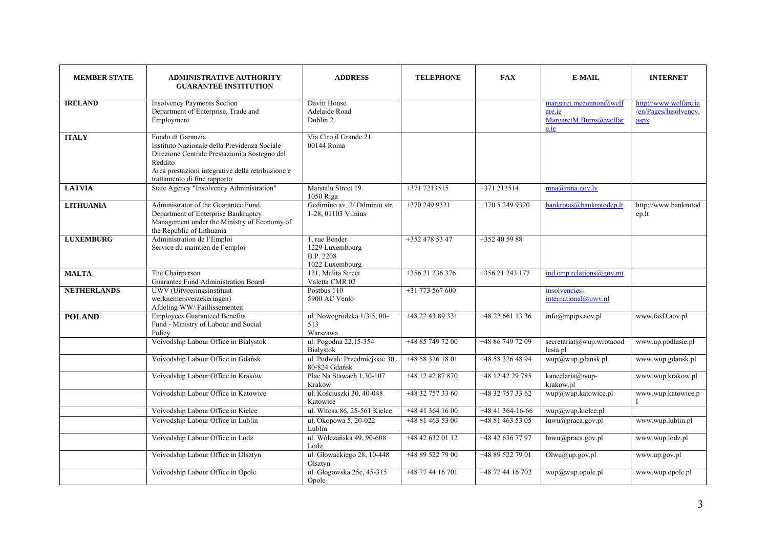| MEMBER STATE | ADMINISTRATIVE AUTHORITY GUARANTEE INSTITUTION | ADDRESS | TELEPHONE | FAX | E-MAIL | INTERNET |
|---|---|---|---|---|---|---|
| **IRELAND** | Insolvency Payments Section Department of Enterprise, Trade and Employment | Davitt House Adelaide Road Dublin 2. | | | margaret.mcconnon@welfare.ie MargaretM.Burns@welfare.ie | http://www.welfare.ie/en/Pages/Insolvency.aspx |
| **ITALY** | Fondo di Garanzia Instituto Nazionale della Previdenza Sociale Direzione Centrale Prestazioni a Sostegno del Reddito Area prestazioni integrative della retribuzione e trattamento di fine rapporto | Via Ciro il Grande 21. 00144 Roma | | | | |
| **LATVIA** | State Agency "Insolvency Administration" | Marstalu Street 19. 1050 Riga | +371 7213515 | +371 213514 | mna@mna.gov.lv | |
| **LITHUANIA** | Administrator of the Guarantee Fund. Department of Enterprise Bankruptcy Management under the Ministry of Economy of the Republic of Lithuania | Gedimino av. 2/ Odminiu str. 1-28, 01103 Vilnius | +370 249 9321 | +370 5 249 9320 | bankrotas@bankrotodep.lt | http://www.bankrotodep.lt |
| **LUXEMBURG** | Administration de l'Emploi Service du maintien de l'emploi | 1, rue Bender 1229 Luxembourg B.P. 2208 1022 Luxembourg | +352 478 53 47 | +352 40 59 88 | | |
| **MALTA** | The Chairperson Guarantee Fund Administration Board | 121, Melita Street Valetta CMR 02 | +356 21 236 376 | +356 21 243 177 | ind.emp.relations@gov.mt | |
| **NETHERLANDS** | UWV (Uitvoeringsinstituut werknemersverzekeringen) Afdeling WW/ Faillissementen | Postbus 110 5900 AC Venlo | +31 773 567 600 | | insolvencies-international@uwv.nl | |
| **POLAND** | Employees Guaranteed Benefits Fund - Ministry of Labour and Social Policy | ul. Nowogrodzka 1/3/5, 00-513 Warszawa | +48 22 43 89 331 | +48 22 661 13 36 | info@mpips.aov.pl | www.fasD.aov.pl |
| | Voivodship Labour Office in Białystok | ul. Pogodna 22,15-354 Białystok | +48 85 749 72 00 | +48 86 749 72 09 | secretariat@wup.wrotaood lasia.pl | www.up.podlasie.pl |
| | Voivodship Labour Office in Gdańsk | ul. Podwale Przedmiejskie 30, 80-824 Gdańsk | +48 58 326 18 01 | +48 58 326 48 94 | wup@wup.gdansk.pl | www.wup.gdansk.pl |
| | Voivodship Labour Office in Kraków | Plac Na Stawach 1,30-107 Kraków | +48 12 42 87 870 | +48 12 42 29 785 | kancelaria@wup-krakow.pl | www.wup.krakow.pl |
| | Voivodship Labour Office in Katowice | ul. Kościuszki 30, 40-048 Katowice | +48 32 757 33 60 | +48 32 757 33 62 | wup@wup.katowice.pl | www.wup.katowice.pl |
| | Voivodship Labour Office in Kielce | ul. Witosa 86, 25-561 Kielce | +48 41 364 16 00 | +48 41 364-16-66 | wup@wup.kielce.pl | |
| | Voivodship Labour Office in Lublin | ul. Okopowa 5, 20-022 Lublin | +48 81 463 53 00 | +48 81 463 53 05 | luwu@praca.gov.pl | www.wup.lublin.pl |
| | Voivodship Labour Office in Lodz | ul. Wólczańska 49, 90-608 Lodz | +48 42 632 01 12 | +48 42 636 77 97 | lowu@praca.gov.pl | www.wup.lodz.pl |
| | Voivodship Labour Office in Olsztyn | ul. Głowackiego 28, 10-448 Olsztyn | +48 89 522 79 00 | +48 89 522 79 01 | Olwu@up.gov.pl | www.up.gov.pl |
| | Voivodship Labour Office in Opole | ul. Głogowska 25c, 45-315 Opole | +48 77 44 16 701 | +48 77 44 16 702 | wup@wup.opole.pl | www.wup.opole.pl |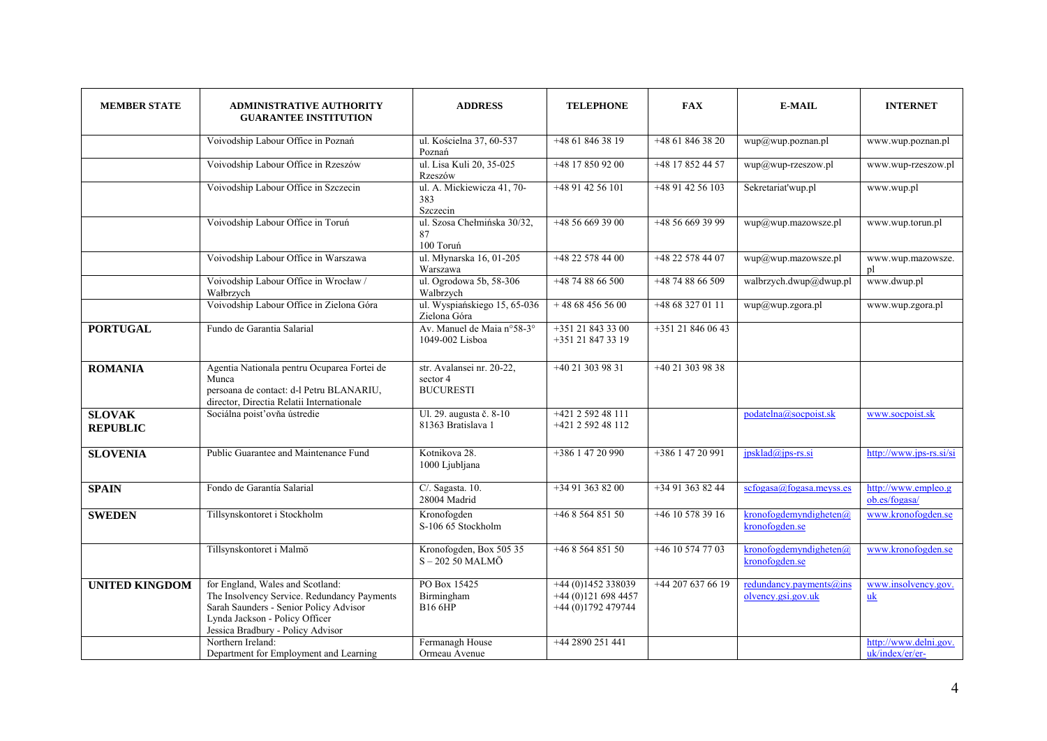| MEMBER STATE | ADMINISTRATIVE AUTHORITY GUARANTEE INSTITUTION | ADDRESS | TELEPHONE | FAX | E-MAIL | INTERNET |
|---|---|---|---|---|---|---|
| | Voivodship Labour Office in Poznań | ul. Kościelna 37, 60-537 Poznań | +48 61 846 38 19 | +48 61 846 38 20 | wup@wup.poznan.pl | www.wup.poznan.pl |
| | Voivodship Labour Office in Rzeszów | ul. Lisa Kuli 20, 35-025 Rzeszów | +48 17 850 92 00 | +48 17 852 44 57 | wup@wup-rzeszow.pl | www.wup-rzeszow.pl |
| | Voivodship Labour Office in Szczecin | ul. A. Mickiewicza 41, 70-383 Szczecin | +48 91 42 56 101 | +48 91 42 56 103 | Sekretariat'wup.pl | www.wup.pl |
| | Voivodship Labour Office in Toruń | ul. Szosa Chełmińska 30/32, 87 100 Toruń | +48 56 669 39 00 | +48 56 669 39 99 | wup@wup.mazowsze.pl | www.wup.torun.pl |
| | Voivodship Labour Office in Warszawa | ul. Młynarska 16, 01-205 Warszawa | +48 22 578 44 00 | +48 22 578 44 07 | wup@wup.mazowsze.pl | www.wup.mazowsze.pl |
| | Voivodship Labour Office in Wrocław / Wałbrzych | ul. Ogrodowa 5b, 58-306 Walbrzych | +48 74 88 66 500 | +48 74 88 66 509 | walbrzych.dwup@dwup.pl | www.dwup.pl |
| | Voivodship Labour Office in Zielona Góra | ul. Wyspiańskiego 15, 65-036 Zielona Góra | + 48 68 456 56 00 | +48 68 327 01 11 | wup@wup.zgora.pl | www.wup.zgora.pl |
| **PORTUGAL** | Fundo de Garantia Salarial | Av. Manuel de Maia n°58-3° 1049-002 Lisboa | +351 21 843 33 00<br>+351 21 847 33 19 | +351 21 846 06 43 | | |
| **ROMANIA** | Agentia Nationala pentru Ocuparea Fortei de Munca<br>persoana de contact: d-l Petru BLANARIU, director, Directia Relatii Internationale | str. Avalansei nr. 20-22, sector 4<br>BUCURESTI | +40 21 303 98 31 | +40 21 303 98 38 | | |
| **SLOVAK REPUBLIC** | Sociálna poist'ovňa ústredie | Ul. 29. augusta č. 8-10<br>81363 Bratislava 1 | +421 2 592 48 111<br>+421 2 592 48 112 | | podatelna@socpoist.sk | www.socpoist.sk |
| **SLOVENIA** | Public Guarantee and Maintenance Fund | Kotnikova 28.<br>1000 Ljubljana | +386 1 47 20 990 | +386 1 47 20 991 | jpsklad@jps-rs.si | http://www.jps-rs.si/si |
| **SPAIN** | Fondo de Garantía Salarial | C/. Sagasta. 10.<br>28004 Madrid | +34 91 363 82 00 | +34 91 363 82 44 | scfogasa@fogasa.meyss.es | http://www.empleo.gob.es/fogasa/ |
| **SWEDEN** | Tillsynskontoret i Stockholm | Kronofogden<br>S-106 65 Stockholm | +46 8 564 851 50 | +46 10 578 39 16 | kronofogdemyndigheten@kronofogden.se | www.kronofogden.se |
| | Tillsynskontoret i Malmö | Kronofogden, Box 505 35<br>S – 202 50 MALMÖ | +46 8 564 851 50 | +46 10 574 77 03 | kronofogdemyndigheten@kronofogden.se | www.kronofogden.se |
| **UNITED KINGDOM** | for England, Wales and Scotland:<br>The Insolvency Service. Redundancy Payments<br>Sarah Saunders - Senior Policy Advisor<br>Lynda Jackson - Policy Officer<br>Jessica Bradbury - Policy Advisor | PO Box 15425<br>Birmingham<br>B16 6HP | +44 (0)1452 338039<br>+44 (0)121 698 4457<br>+44 (0)1792 479744 | +44 207 637 66 19 | redundancy.payments@insolvency.gsi.gov.uk | www.insolvency.gov.uk |
| | Northern Ireland:<br>Department for Employment and Learning | Fermanagh House<br>Ormeau Avenue | +44 2890 251 441 | | | http://www.delni.gov.uk/index/er/er- |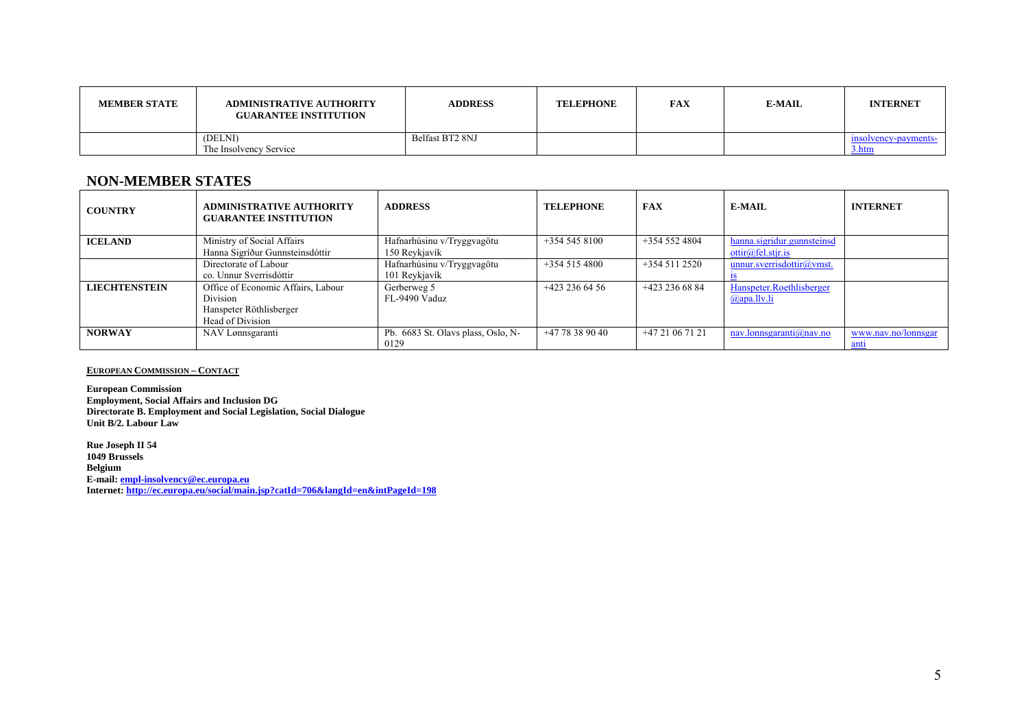| MEMBER STATE | ADMINISTRATIVE AUTHORITY GUARANTEE INSTITUTION | ADDRESS | TELEPHONE | FAX | E-MAIL | INTERNET |
|---|---|---|---|---|---|---|
| | (DELNI) The Insolvency Service | Belfast BT2 8NJ | | | | insolvency-payments-3.htm |

## NON-MEMBER STATES

| COUNTRY | ADMINISTRATIVE AUTHORITY GUARANTEE INSTITUTION | ADDRESS | TELEPHONE | FAX | E-MAIL | INTERNET |
|---|---|---|---|---|---|---|
| **ICELAND** | Ministry of Social Affairs Hanna Sigríður Gunnsteinsdóttir | Hafnarhúsinu v/Tryggvagötu 150 Reykjavík | +354 545 8100 | +354 552 4804 | hanna.sigridur.gunnsteinsdottir@fel.stjr.is | |
| | Directorate of Labour co. Unnur Sverrisdóttir | Hafnarhúsinu v/Tryggvagötu 101 Reykjavík | +354 515 4800 | +354 511 2520 | unnur.sverrisdottir@vmst.is | |
| **LIECHTENSTEIN** | Office of Economic Affairs, Labour Division Hanspeter Röthlisberger Head of Division | Gerberweg 5 FL-9490 Vaduz | +423 236 64 56 | +423 236 68 84 | Hanspeter.Roethlisberger@apa.llv.li | |
| **NORWAY** | NAV Lønnsgaranti | Pb. 6683 St. Olavs plass, Oslo, N-0129 | +47 78 38 90 40 | +47 21 06 71 21 | nav.lonnsgaranti@nav.no | www.nav.no/lonnsgaranti |

**EUROPEAN COMMISSION – CONTACT**

**European Commission**
**Employment, Social Affairs and Inclusion DG**
**Directorate B. Employment and Social Legislation, Social Dialogue**
**Unit B/2. Labour Law**

**Rue Joseph II 54**
**1049 Brussels**
**Belgium**
**E-mail: empl-insolvency@ec.europa.eu**
**Internet: http://ec.europa.eu/social/main.jsp?catId=706&langId=en&intPageId=198**